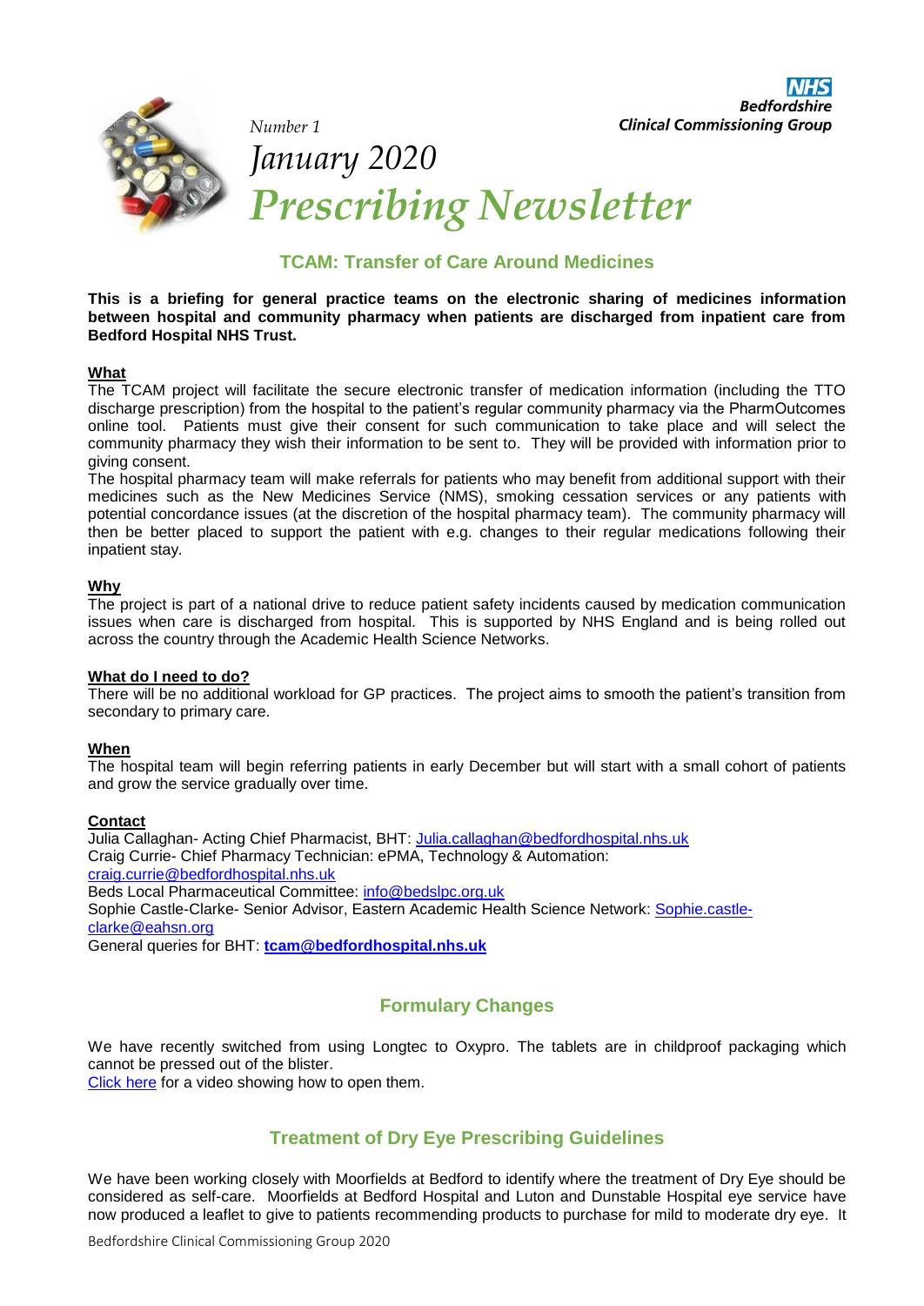NHS Bedfordshire Clinical Commissioning Group

*Number 1*

*January 2020*

# *Prescribing Newsletter*

## TCAM: Transfer of Care Around Medicines

**This is a briefing for general practice teams on the electronic sharing of medicines information between hospital and community pharmacy when patients are discharged from inpatient care from Bedford Hospital NHS Trust.**

**What**

The TCAM project will facilitate the secure electronic transfer of medication information (including the TTO discharge prescription) from the hospital to the patient's regular community pharmacy via the PharmOutcomes online tool. Patients must give their consent for such communication to take place and will select the community pharmacy they wish their information to be sent to. They will be provided with information prior to giving consent.

The hospital pharmacy team will make referrals for patients who may benefit from additional support with their medicines such as the New Medicines Service (NMS), smoking cessation services or any patients with potential concordance issues (at the discretion of the hospital pharmacy team). The community pharmacy will then be better placed to support the patient with e.g. changes to their regular medications following their inpatient stay.

**Why**

The project is part of a national drive to reduce patient safety incidents caused by medication communication issues when care is discharged from hospital. This is supported by NHS England and is being rolled out across the country through the Academic Health Science Networks.

**What do I need to do?**

There will be no additional workload for GP practices. The project aims to smooth the patient's transition from secondary to primary care.

**When**

The hospital team will begin referring patients in early December but will start with a small cohort of patients and grow the service gradually over time.

**Contact**

Julia Callaghan- Acting Chief Pharmacist, BHT: Julia.callaghan@bedfordhospital.nhs.uk
Craig Currie- Chief Pharmacy Technician: ePMA, Technology & Automation: craig.currie@bedfordhospital.nhs.uk
Beds Local Pharmaceutical Committee: info@bedslpc.org.uk
Sophie Castle-Clarke- Senior Advisor, Eastern Academic Health Science Network: Sophie.castle-clarke@eahsn.org
General queries for BHT: **tcam@bedfordhospital.nhs.uk**

## Formulary Changes

We have recently switched from using Longtec to Oxypro. The tablets are in childproof packaging which cannot be pressed out of the blister.
Click here for a video showing how to open them.

## Treatment of Dry Eye Prescribing Guidelines

We have been working closely with Moorfields at Bedford to identify where the treatment of Dry Eye should be considered as self-care. Moorfields at Bedford Hospital and Luton and Dunstable Hospital eye service have now produced a leaflet to give to patients recommending products to purchase for mild to moderate dry eye. It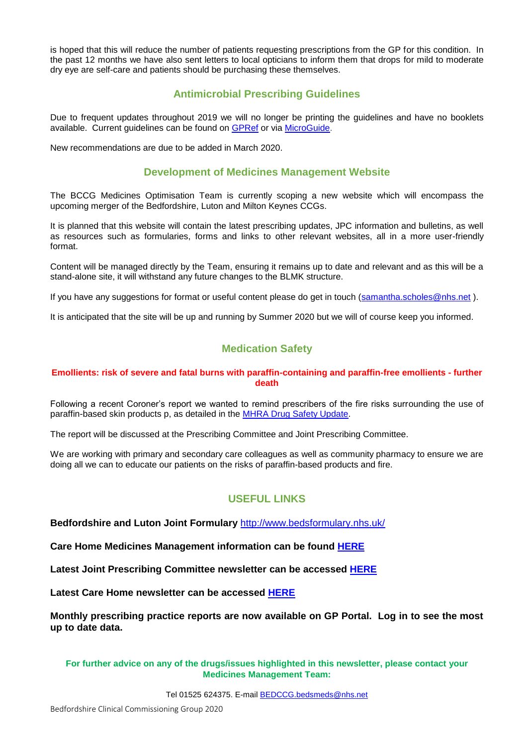is hoped that this will reduce the number of patients requesting prescriptions from the GP for this condition. In the past 12 months we have also sent letters to local opticians to inform them that drops for mild to moderate dry eye are self-care and patients should be purchasing these themselves.

## Antimicrobial Prescribing Guidelines

Due to frequent updates throughout 2019 we will no longer be printing the guidelines and have no booklets available. Current guidelines can be found on GPRef or via MicroGuide.

New recommendations are due to be added in March 2020.

## Development of Medicines Management Website

The BCCG Medicines Optimisation Team is currently scoping a new website which will encompass the upcoming merger of the Bedfordshire, Luton and Milton Keynes CCGs.

It is planned that this website will contain the latest prescribing updates, JPC information and bulletins, as well as resources such as formularies, forms and links to other relevant websites, all in a more user-friendly format.

Content will be managed directly by the Team, ensuring it remains up to date and relevant and as this will be a stand-alone site, it will withstand any future changes to the BLMK structure.

If you have any suggestions for format or useful content please do get in touch (samantha.scholes@nhs.net ).

It is anticipated that the site will be up and running by Summer 2020 but we will of course keep you informed.

## Medication Safety

**Emollients: risk of severe and fatal burns with paraffin-containing and paraffin-free emollients - further death**

Following a recent Coroner's report we wanted to remind prescribers of the fire risks surrounding the use of paraffin-based skin products p, as detailed in the MHRA Drug Safety Update.

The report will be discussed at the Prescribing Committee and Joint Prescribing Committee.

We are working with primary and secondary care colleagues as well as community pharmacy to ensure we are doing all we can to educate our patients on the risks of paraffin-based products and fire.

## USEFUL LINKS

**Bedfordshire and Luton Joint Formulary** http://www.bedsformulary.nhs.uk/

**Care Home Medicines Management information can be found HERE**

**Latest Joint Prescribing Committee newsletter can be accessed HERE**

**Latest Care Home newsletter can be accessed HERE**

**Monthly prescribing practice reports are now available on GP Portal. Log in to see the most up to date data.**

**For further advice on any of the drugs/issues highlighted in this newsletter, please contact your Medicines Management Team:**

Tel 01525 624375. E-mail BEDCCG.bedsmeds@nhs.net

Bedfordshire Clinical Commissioning Group 2020